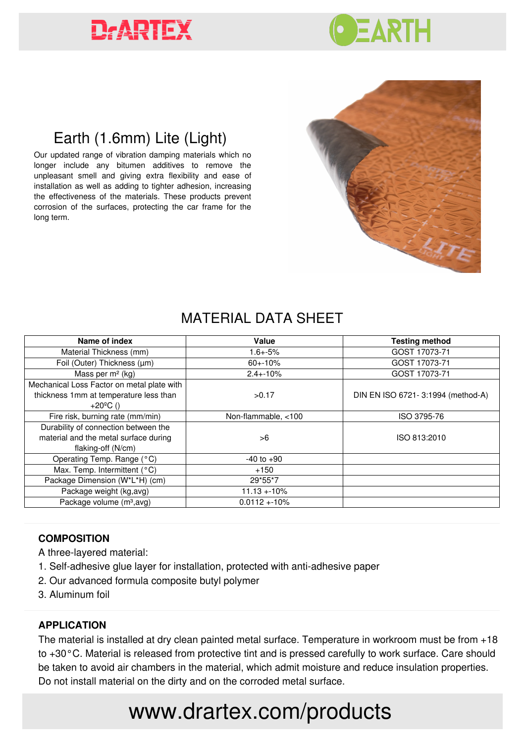DrARTEX EARTH

# Earth (1.6mm) Lite (Light)

Our updated range of vibration damping materials which no longer include any bitumen additives to remove the unpleasant smell and giving extra flexibility and ease of installation as well as adding to tighter adhesion, increasing the effectiveness of the materials. These products prevent corrosion of the surfaces, protecting the car frame for the long term.

## MATERIAL DATA SHEET

| Name of index | Value | Testing method |
|---|---|---|
| Material Thickness (mm) | 1.6+-5% | GOST 17073-71 |
| Foil (Outer) Thickness (µm) | 60+-10% | GOST 17073-71 |
| Mass per m² (kg) | 2.4+-10% | GOST 17073-71 |
| Mechanical Loss Factor on metal plate with thickness 1mm at temperature less than +20ºC () | >0.17 | DIN EN ISO 6721- 3:1994 (method-A) |
| Fire risk, burning rate (mm/min) | Non-flammable, <100 | ISO 3795-76 |
| Durability of connection between the material and the metal surface during flaking-off (N/cm) | >6 | ISO 813:2010 |
| Operating Temp. Range (°C) | -40 to +90 | |
| Max. Temp. Intermittent (°C) | +150 | |
| Package Dimension (W*L*H) (cm) | 29*55*7 | |
| Package weight (kg,avg) | 11.13 +-10% | |
| Package volume (m³,avg) | 0.0112 +-10% | |

**COMPOSITION**

A three-layered material:

1. Self-adhesive glue layer for installation, protected with anti-adhesive paper
2. Our advanced formula composite butyl polymer
3. Aluminum foil

**APPLICATION**

The material is installed at dry clean painted metal surface. Temperature in workroom must be from +18 to +30°C. Material is released from protective tint and is pressed carefully to work surface. Care should be taken to avoid air chambers in the material, which admit moisture and reduce insulation properties. Do not install material on the dirty and on the corroded metal surface.

www.drartex.com/products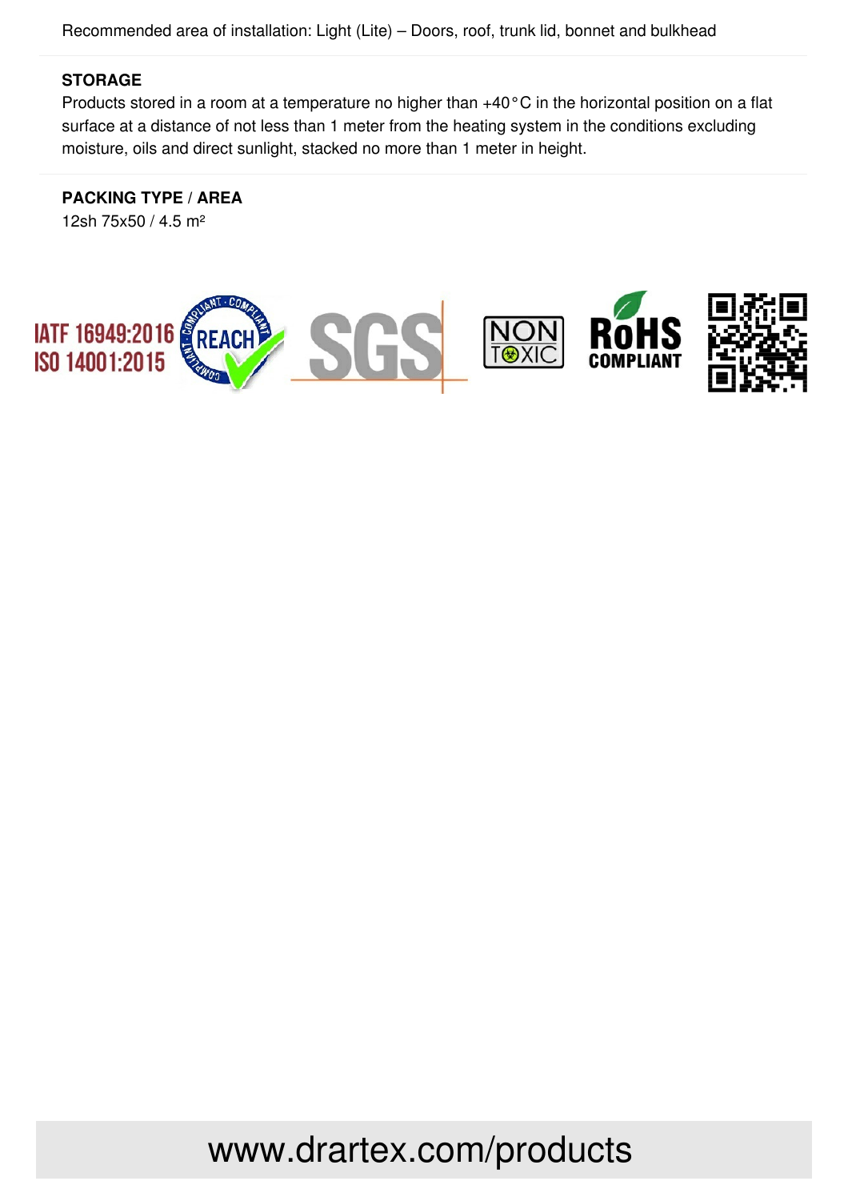Recommended area of installation: Light (Lite) – Doors, roof, trunk lid, bonnet and bulkhead

**STORAGE**

Products stored in a room at a temperature no higher than +40°C in the horizontal position on a flat surface at a distance of not less than 1 meter from the heating system in the conditions excluding moisture, oils and direct sunlight, stacked no more than 1 meter in height.

**PACKING TYPE / AREA**

12sh 75x50 / 4.5 m²

IATF 16949:2016
ISO 14001:2015

REACH COMPLIANT

SGS

NON TOXIC

RoHS COMPLIANT

www.drartex.com/products